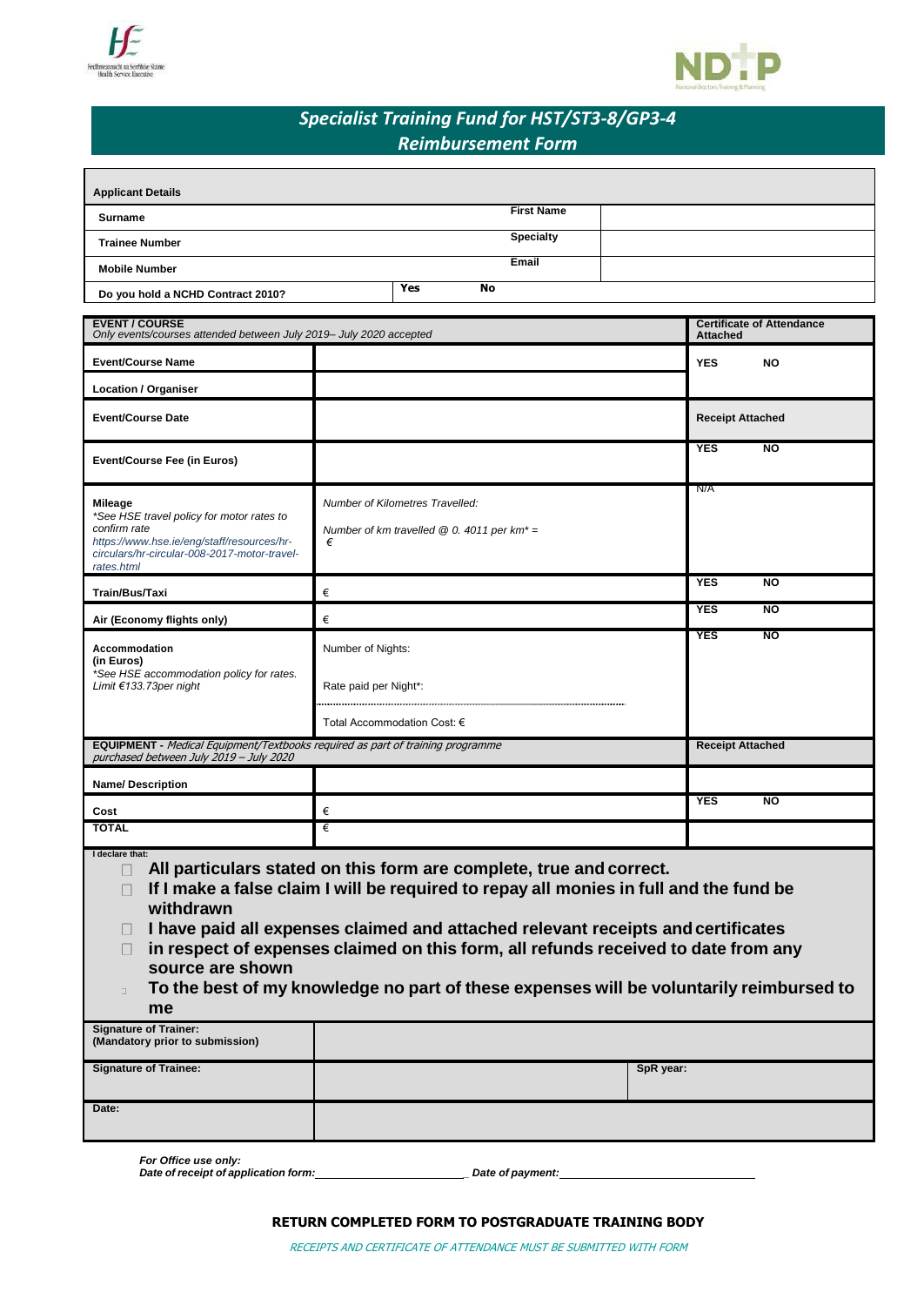# Specialist Training Fund for HST/ST3-8/GP3-4 Reimbursement Form

| **Applicant Details** | | | |
|---|---|---|---|
| **Surname** | | **First Name** | |
| **Trainee Number** | | **Specialty** | |
| **Mobile Number** | | **Email** | |
| **Do you hold a NCHD Contract 2010?** | **Yes** **No** | | |

| **EVENT / COURSE** *Only events/courses attended between July 2019– July 2020 accepted* | | **Certificate of Attendance Attached** |
|---|---|---|
| **Event/Course Name** | | **YES** **NO** |
| **Location / Organiser** | | |
| **Event/Course Date** | | **Receipt Attached** |
| **Event/Course Fee (in Euros)** | | **YES** **NO** |
| **Mileage** *\*See HSE travel policy for motor rates to confirm rate https://www.hse.ie/eng/staff/resources/hr-circulars/hr-circular-008-2017-motor-travel-rates.html* | *Number of Kilometres Travelled:* *Number of km travelled @ 0. 4011 per km\* =* *€* | N/A |
| **Train/Bus/Taxi** | € | **YES** **NO** |
| **Air (Economy flights only)** | € | **YES** **NO** |
| **Accommodation (in Euros)** *\*See HSE accommodation policy for rates. Limit €133.73per night* | Number of Nights: Rate paid per Night\*: Total Accommodation Cost: € | **YES** **NO** |
| **EQUIPMENT** - *Medical Equipment/Textbooks required as part of training programme purchased between July 2019 – July 2020* | | **Receipt Attached** |
| **Name/ Description** | | |
| **Cost** | € | **YES** **NO** |
| **TOTAL** | € | |

**I declare that:**

- ☐ **All particulars stated on this form are complete, true and correct.**
- ☐ **If I make a false claim I will be required to repay all monies in full and the fund be withdrawn**
- ☐ **I have paid all expenses claimed and attached relevant receipts and certificates**
- ☐ **in respect of expenses claimed on this form, all refunds received to date from any source are shown**
- ☐ **To the best of my knowledge no part of these expenses will be voluntarily reimbursed to me**

| **Signature of Trainer: (Mandatory prior to submission)** | | |
|---|---|---|
| **Signature of Trainee:** | | **SpR year:** |
| **Date:** | | |

***For Office use only:***
***Date of receipt of application form:*** \_\_\_\_\_\_\_\_\_\_\_\_\_\_\_\_\_\_\_\_ ***Date of payment:*** \_\_\_\_\_\_\_\_\_\_\_\_\_\_\_\_\_\_\_\_

**RETURN COMPLETED FORM TO POSTGRADUATE TRAINING BODY**

*RECEIPTS AND CERTIFICATE OF ATTENDANCE MUST BE SUBMITTED WITH FORM*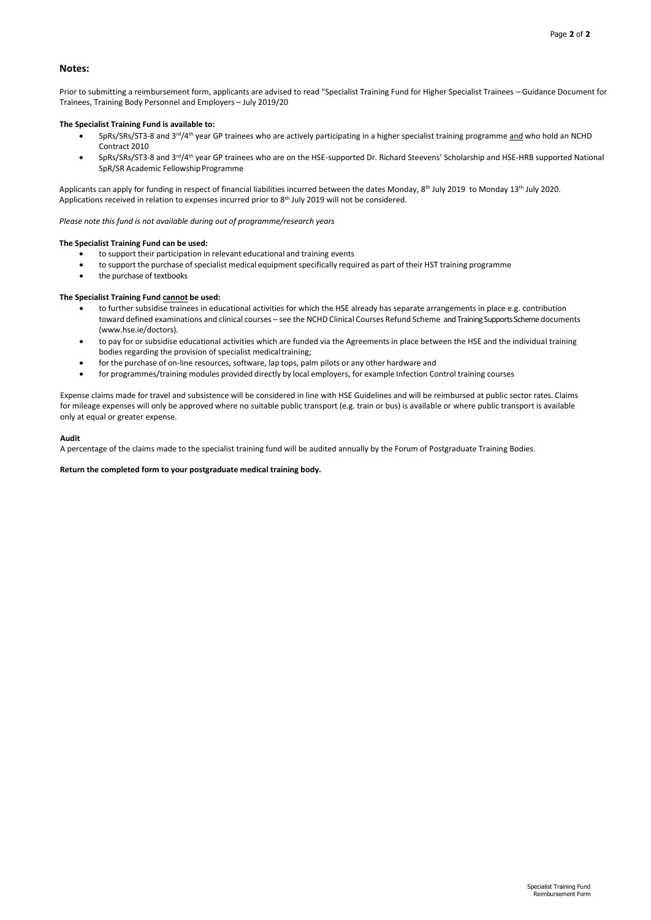## Notes:

Prior to submitting a reimbursement form, applicants are advised to read "Specialist Training Fund for Higher Specialist Trainees – Guidance Document for Trainees, Training Body Personnel and Employers – July 2019/20

**The Specialist Training Fund is available to:**

- SpRs/SRs/ST3-8 and 3rd/4th year GP trainees who are actively participating in a higher specialist training programme <u>and</u> who hold an NCHD Contract 2010
- SpRs/SRs/ST3-8 and 3rd/4th year GP trainees who are on the HSE-supported Dr. Richard Steevens' Scholarship and HSE-HRB supported National SpR/SR Academic Fellowship Programme

Applicants can apply for funding in respect of financial liabilities incurred between the dates Monday, 8th July 2019 to Monday 13th July 2020. Applications received in relation to expenses incurred prior to 8th July 2019 will not be considered.

*Please note this fund is not available during out of programme/research years*

**The Specialist Training Fund can be used:**

- to support their participation in relevant educational and training events
- to support the purchase of specialist medical equipment specifically required as part of their HST training programme
- the purchase of textbooks

**The Specialist Training Fund <u>cannot</u> be used:**

- to further subsidise trainees in educational activities for which the HSE already has separate arrangements in place e.g. contribution toward defined examinations and clinical courses – see the NCHD Clinical Courses Refund Scheme and Training Supports Scheme documents (www.hse.ie/doctors).
- to pay for or subsidise educational activities which are funded via the Agreements in place between the HSE and the individual training bodies regarding the provision of specialist medical training;
- for the purchase of on-line resources, software, lap tops, palm pilots or any other hardware and
- for programmes/training modules provided directly by local employers, for example Infection Control training courses

Expense claims made for travel and subsistence will be considered in line with HSE Guidelines and will be reimbursed at public sector rates. Claims for mileage expenses will only be approved where no suitable public transport (e.g. train or bus) is available or where public transport is available only at equal or greater expense.

**Audit**

A percentage of the claims made to the specialist training fund will be audited annually by the Forum of Postgraduate Training Bodies.

**Return the completed form to your postgraduate medical training body.**